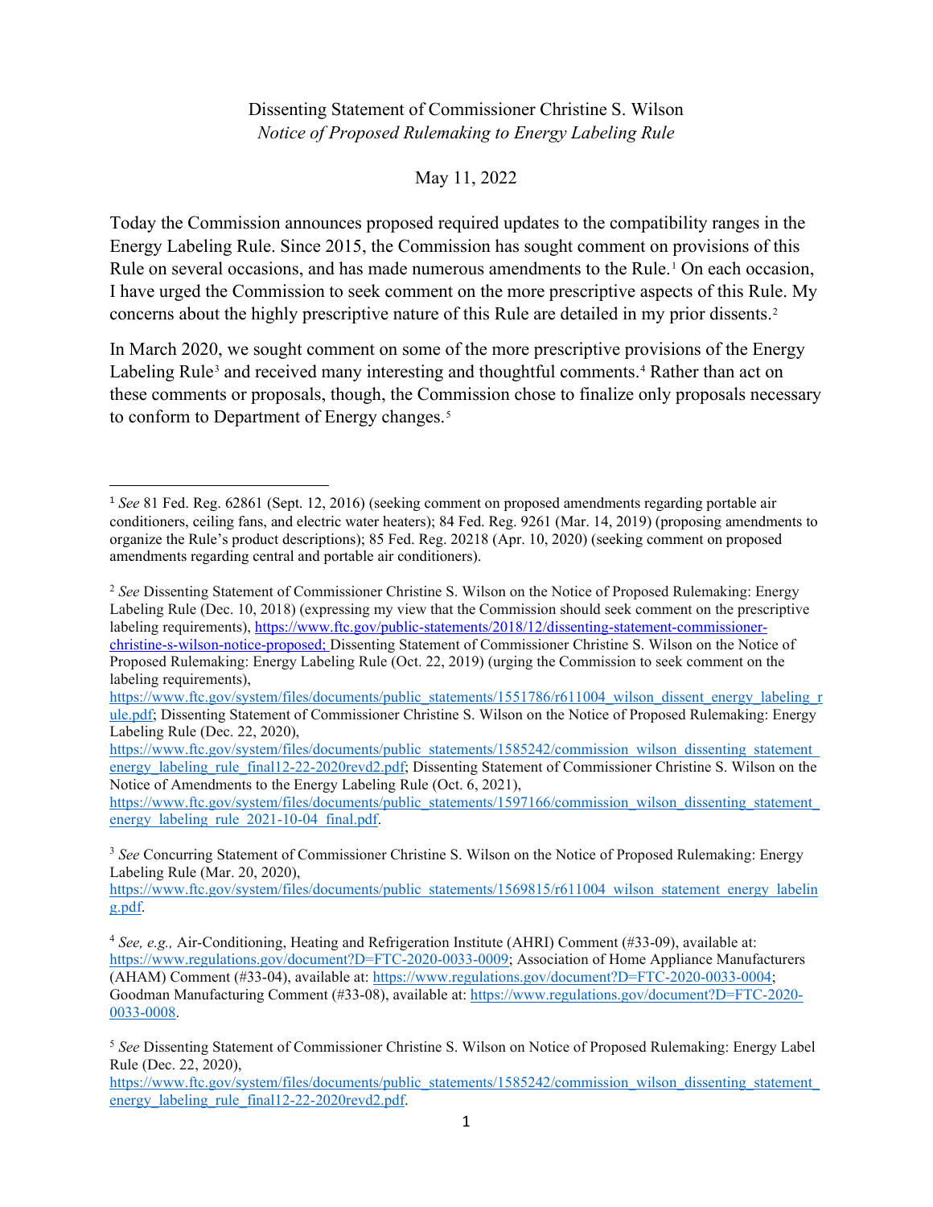Dissenting Statement of Commissioner Christine S. Wilson

*Notice of Proposed Rulemaking to Energy Labeling Rule*

May 11, 2022

Today the Commission announces proposed required updates to the compatibility ranges in the Energy Labeling Rule. Since 2015, the Commission has sought comment on provisions of this Rule on several occasions, and has made numerous amendments to the Rule.[1] On each occasion, I have urged the Commission to seek comment on the more prescriptive aspects of this Rule. My concerns about the highly prescriptive nature of this Rule are detailed in my prior dissents.[2]

In March 2020, we sought comment on some of the more prescriptive provisions of the Energy Labeling Rule[3] and received many interesting and thoughtful comments.[4] Rather than act on these comments or proposals, though, the Commission chose to finalize only proposals necessary to conform to Department of Energy changes.[5]

---

[1] *See* 81 Fed. Reg. 62861 (Sept. 12, 2016) (seeking comment on proposed amendments regarding portable air conditioners, ceiling fans, and electric water heaters); 84 Fed. Reg. 9261 (Mar. 14, 2019) (proposing amendments to organize the Rule's product descriptions); 85 Fed. Reg. 20218 (Apr. 10, 2020) (seeking comment on proposed amendments regarding central and portable air conditioners).

[2] *See* Dissenting Statement of Commissioner Christine S. Wilson on the Notice of Proposed Rulemaking: Energy Labeling Rule (Dec. 10, 2018) (expressing my view that the Commission should seek comment on the prescriptive labeling requirements), https://www.ftc.gov/public-statements/2018/12/dissenting-statement-commissioner-christine-s-wilson-notice-proposed; Dissenting Statement of Commissioner Christine S. Wilson on the Notice of Proposed Rulemaking: Energy Labeling Rule (Oct. 22, 2019) (urging the Commission to seek comment on the labeling requirements), https://www.ftc.gov/system/files/documents/public_statements/1551786/r611004_wilson_dissent_energy_labeling_rule.pdf; Dissenting Statement of Commissioner Christine S. Wilson on the Notice of Proposed Rulemaking: Energy Labeling Rule (Dec. 22, 2020), https://www.ftc.gov/system/files/documents/public_statements/1585242/commission_wilson_dissenting_statement_energy_labeling_rule_final12-22-2020revd2.pdf; Dissenting Statement of Commissioner Christine S. Wilson on the Notice of Amendments to the Energy Labeling Rule (Oct. 6, 2021), https://www.ftc.gov/system/files/documents/public_statements/1597166/commission_wilson_dissenting_statement_energy_labeling_rule_2021-10-04_final.pdf.

[3] *See* Concurring Statement of Commissioner Christine S. Wilson on the Notice of Proposed Rulemaking: Energy Labeling Rule (Mar. 20, 2020), https://www.ftc.gov/system/files/documents/public_statements/1569815/r611004_wilson_statement_energy_labeling.pdf.

[4] *See, e.g.,* Air-Conditioning, Heating and Refrigeration Institute (AHRI) Comment (#33-09), available at: https://www.regulations.gov/document?D=FTC-2020-0033-0009; Association of Home Appliance Manufacturers (AHAM) Comment (#33-04), available at: https://www.regulations.gov/document?D=FTC-2020-0033-0004; Goodman Manufacturing Comment (#33-08), available at: https://www.regulations.gov/document?D=FTC-2020-0033-0008.

[5] *See* Dissenting Statement of Commissioner Christine S. Wilson on Notice of Proposed Rulemaking: Energy Label Rule (Dec. 22, 2020), https://www.ftc.gov/system/files/documents/public_statements/1585242/commission_wilson_dissenting_statement_energy_labeling_rule_final12-22-2020revd2.pdf.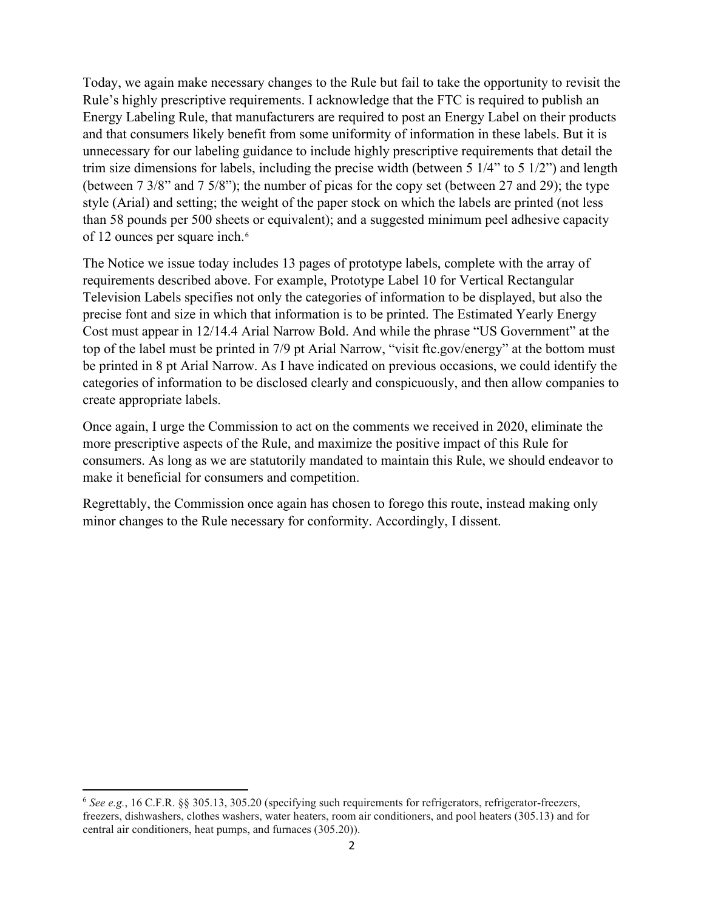Today, we again make necessary changes to the Rule but fail to take the opportunity to revisit the Rule's highly prescriptive requirements. I acknowledge that the FTC is required to publish an Energy Labeling Rule, that manufacturers are required to post an Energy Label on their products and that consumers likely benefit from some uniformity of information in these labels. But it is unnecessary for our labeling guidance to include highly prescriptive requirements that detail the trim size dimensions for labels, including the precise width (between 5 1/4" to 5 1/2") and length (between 7 3/8" and 7 5/8"); the number of picas for the copy set (between 27 and 29); the type style (Arial) and setting; the weight of the paper stock on which the labels are printed (not less than 58 pounds per 500 sheets or equivalent); and a suggested minimum peel adhesive capacity of 12 ounces per square inch.[6]

The Notice we issue today includes 13 pages of prototype labels, complete with the array of requirements described above. For example, Prototype Label 10 for Vertical Rectangular Television Labels specifies not only the categories of information to be displayed, but also the precise font and size in which that information is to be printed. The Estimated Yearly Energy Cost must appear in 12/14.4 Arial Narrow Bold. And while the phrase "US Government" at the top of the label must be printed in 7/9 pt Arial Narrow, "visit ftc.gov/energy" at the bottom must be printed in 8 pt Arial Narrow. As I have indicated on previous occasions, we could identify the categories of information to be disclosed clearly and conspicuously, and then allow companies to create appropriate labels.

Once again, I urge the Commission to act on the comments we received in 2020, eliminate the more prescriptive aspects of the Rule, and maximize the positive impact of this Rule for consumers. As long as we are statutorily mandated to maintain this Rule, we should endeavor to make it beneficial for consumers and competition.

Regrettably, the Commission once again has chosen to forego this route, instead making only minor changes to the Rule necessary for conformity. Accordingly, I dissent.

---

[6] *See e.g.*, 16 C.F.R. §§ 305.13, 305.20 (specifying such requirements for refrigerators, refrigerator-freezers, freezers, dishwashers, clothes washers, water heaters, room air conditioners, and pool heaters (305.13) and for central air conditioners, heat pumps, and furnaces (305.20)).